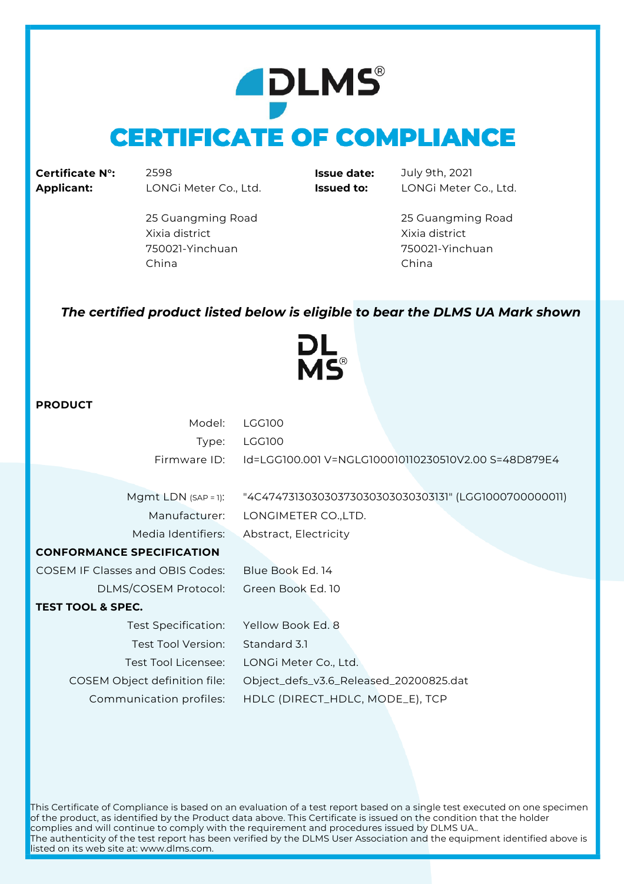# DLMS®

# CERTIFICATE OF COMPLIANCE

| | | | |
|---|---|---|---|
| **Certificate N°:** | 2598 | **Issue date:** | July 9th, 2021 |
| **Applicant:** | LONGi Meter Co., Ltd.<br><br>25 Guangming Road<br>Xixia district<br>750021-Yinchuan<br>China | **Issued to:** | LONGi Meter Co., Ltd.<br><br>25 Guangming Road<br>Xixia district<br>750021-Yinchuan<br>China |

***The certified product listed below is eligible to bear the DLMS UA Mark shown***

DL
MS®

**PRODUCT**

| | |
|---|---|
| Model: | LGG100 |
| Type: | LGG100 |
| Firmware ID: | Id=LGG100.001 V=NGLG100010110230510V2.00 S=48D879E4 |
| Mgmt LDN (SAP = 1): | "4C474731303030373030303030303131" (LGG1000700000011) |
| Manufacturer: | LONGIMETER CO.,LTD. |
| Media Identifiers: | Abstract, Electricity |

**CONFORMANCE SPECIFICATION**

| | |
|---|---|
| COSEM IF Classes and OBIS Codes: | Blue Book Ed. 14 |
| DLMS/COSEM Protocol: | Green Book Ed. 10 |

**TEST TOOL & SPEC.**

| | |
|---|---|
| Test Specification: | Yellow Book Ed. 8 |
| Test Tool Version: | Standard 3.1 |
| Test Tool Licensee: | LONGi Meter Co., Ltd. |
| COSEM Object definition file: | Object_defs_v3.6_Released_20200825.dat |
| Communication profiles: | HDLC (DIRECT_HDLC, MODE_E), TCP |

This Certificate of Compliance is based on an evaluation of a test report based on a single test executed on one specimen of the product, as identified by the Product data above. This Certificate is issued on the condition that the holder complies and will continue to comply with the requirement and procedures issued by DLMS UA..
The authenticity of the test report has been verified by the DLMS User Association and the equipment identified above is listed on its web site at: www.dlms.com.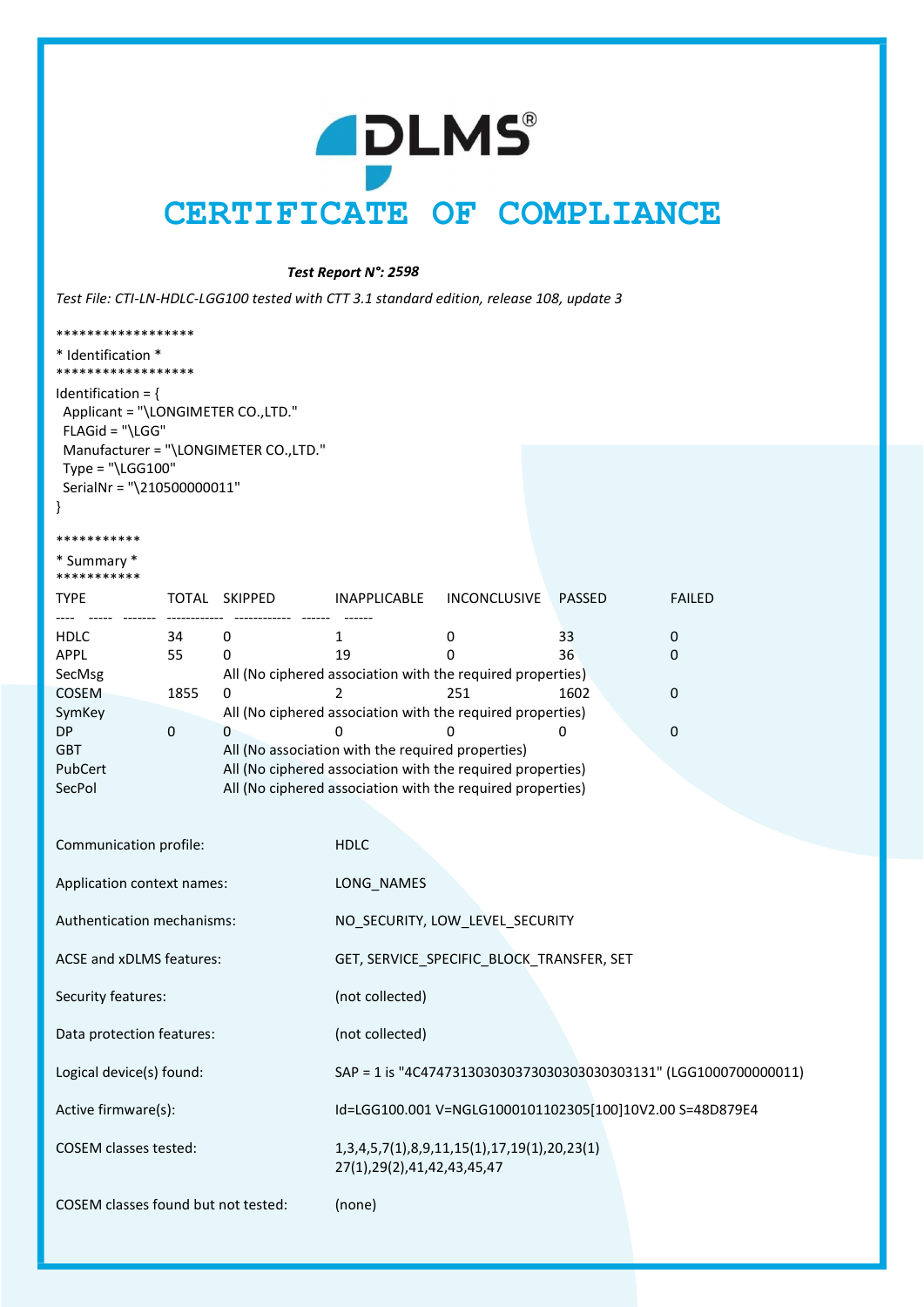# CERTIFICATE OF COMPLIANCE

***Test Report N°: 2598***

*Test File: CTI-LN-HDLC-LGG100 tested with CTT 3.1 standard edition, release 108, update 3*

```
******************
* Identification *
******************
Identification = {
  Applicant = "\LONGIMETER CO.,LTD."
  FLAGid = "\LGG"
  Manufacturer = "\LONGIMETER CO.,LTD."
  Type = "\LGG100"
  SerialNr = "\210500000011"
}

***********
* Summary *
***********
```

| TYPE | TOTAL | SKIPPED | INAPPLICABLE | INCONCLUSIVE | PASSED | FAILED |
|---|---|---|---|---|---|---|
| HDLC | 34 | 0 | 1 | 0 | 33 | 0 |
| APPL | 55 | 0 | 19 | 0 | 36 | 0 |
| SecMsg | | All (No ciphered association with the required properties) | | | | |
| COSEM | 1855 | 0 | 2 | 251 | 1602 | 0 |
| SymKey | | All (No ciphered association with the required properties) | | | | |
| DP | 0 | 0 | 0 | 0 | 0 | 0 |
| GBT | | All (No association with the required properties) | | | | |
| PubCert | | All (No ciphered association with the required properties) | | | | |
| SecPol | | All (No ciphered association with the required properties) | | | | |

| | |
|---|---|
| Communication profile: | HDLC |
| Application context names: | LONG_NAMES |
| Authentication mechanisms: | NO_SECURITY, LOW_LEVEL_SECURITY |
| ACSE and xDLMS features: | GET, SERVICE_SPECIFIC_BLOCK_TRANSFER, SET |
| Security features: | (not collected) |
| Data protection features: | (not collected) |
| Logical device(s) found: | SAP = 1 is "4C474731303030373030303030303131" (LGG1000700000011) |
| Active firmware(s): | Id=LGG100.001 V=NGLG1000101102305[100]10V2.00 S=48D879E4 |
| COSEM classes tested: | 1,3,4,5,7(1),8,9,11,15(1),17,19(1),20,23(1) 27(1),29(2),41,42,43,45,47 |
| COSEM classes found but not tested: | (none) |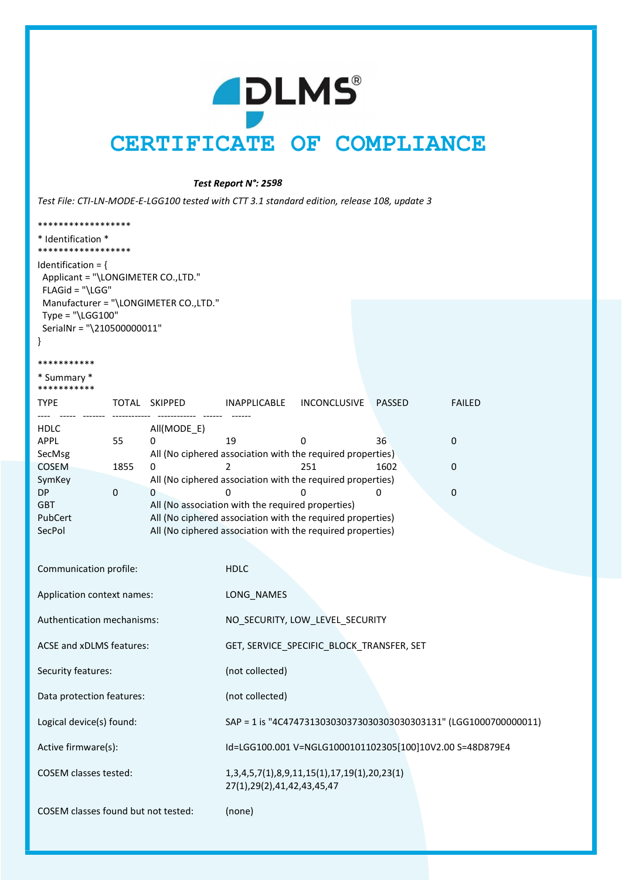# CERTIFICATE OF COMPLIANCE

***Test Report N°: 2598***

*Test File: CTI-LN-MODE-E-LGG100 tested with CTT 3.1 standard edition, release 108, update 3*

```
******************
* Identification *
******************
Identification = {
  Applicant = "\LONGIMETER CO.,LTD."
  FLAGid = "\LGG"
  Manufacturer = "\LONGIMETER CO.,LTD."
  Type = "\LGG100"
  SerialNr = "\210500000011"
}
```

```
***********
* Summary *
***********
```

| TYPE | TOTAL | SKIPPED | INAPPLICABLE | INCONCLUSIVE | PASSED | FAILED |
|---|---|---|---|---|---|---|
| HDLC | | All(MODE_E) | | | | |
| APPL | 55 | 0 | 19 | 0 | 36 | 0 |
| SecMsg | | All (No ciphered association with the required properties) | | | | |
| COSEM | 1855 | 0 | 2 | 251 | 1602 | 0 |
| SymKey | | All (No ciphered association with the required properties) | | | | |
| DP | 0 | 0 | 0 | 0 | 0 | 0 |
| GBT | | All (No association with the required properties) | | | | |
| PubCert | | All (No ciphered association with the required properties) | | | | |
| SecPol | | All (No ciphered association with the required properties) | | | | |

| | |
|---|---|
| Communication profile: | HDLC |
| Application context names: | LONG_NAMES |
| Authentication mechanisms: | NO_SECURITY, LOW_LEVEL_SECURITY |
| ACSE and xDLMS features: | GET, SERVICE_SPECIFIC_BLOCK_TRANSFER, SET |
| Security features: | (not collected) |
| Data protection features: | (not collected) |
| Logical device(s) found: | SAP = 1 is "4C47473130303037303030303131" (LGG1000700000011) |
| Active firmware(s): | Id=LGG100.001 V=NGLG1000101102305[100]10V2.00 S=48D879E4 |
| COSEM classes tested: | 1,3,4,5,7(1),8,9,11,15(1),17,19(1),20,23(1) 27(1),29(2),41,42,43,45,47 |
| COSEM classes found but not tested: | (none) |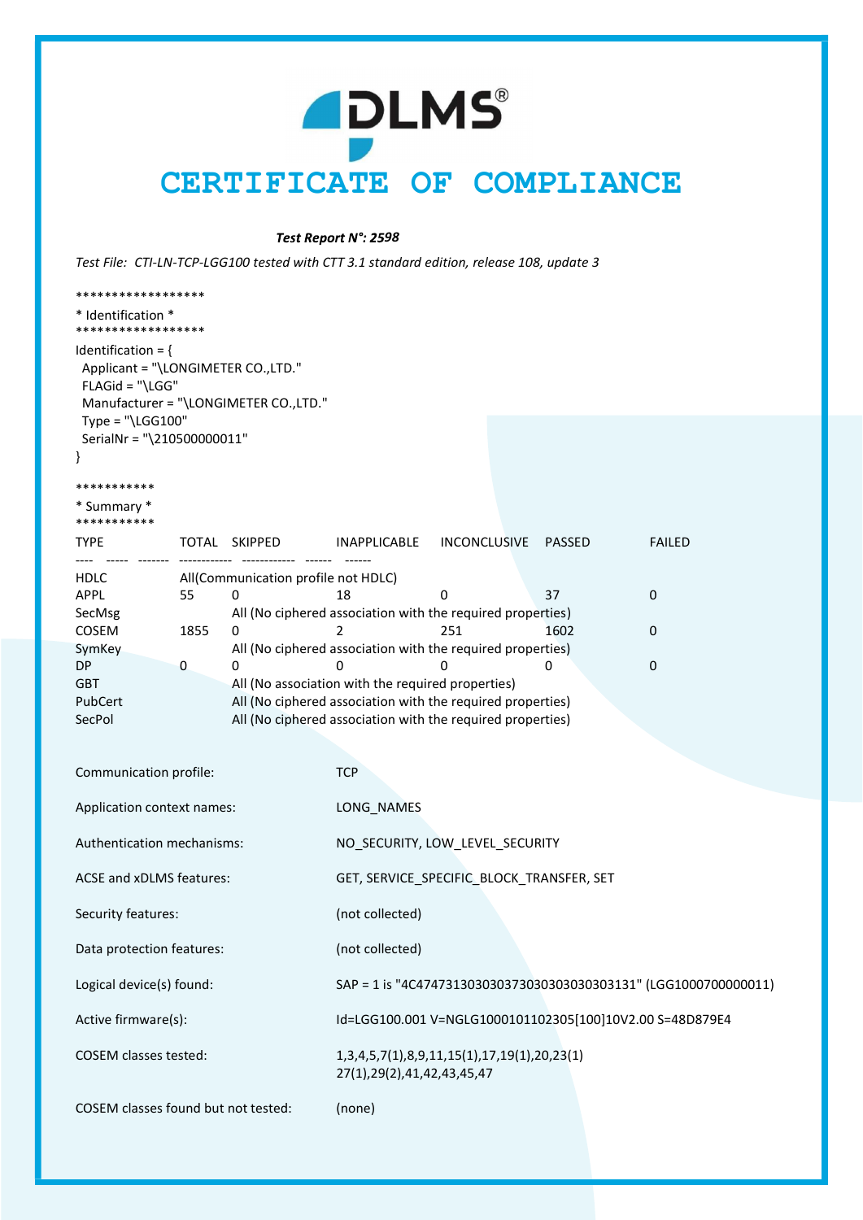# DLMS®

# CERTIFICATE OF COMPLIANCE

***Test Report N°: 2598***

*Test File: CTI-LN-TCP-LGG100 tested with CTT 3.1 standard edition, release 108, update 3*

```
******************
* Identification *
******************
Identification = {
  Applicant = "\LONGIMETER CO.,LTD."
  FLAGid = "\LGG"
  Manufacturer = "\LONGIMETER CO.,LTD."
  Type = "\LGG100"
  SerialNr = "\210500000011"
}
```

```
***********
* Summary *
***********
```

| TYPE | TOTAL | SKIPPED | INAPPLICABLE | INCONCLUSIVE | PASSED | FAILED |
|---|---|---|---|---|---|---|
| HDLC | All(Communication profile not HDLC) | | | | | |
| APPL | 55 | 0 | 18 | 0 | 37 | 0 |
| SecMsg | | All (No ciphered association with the required properties) | | | | |
| COSEM | 1855 | 0 | 2 | 251 | 1602 | 0 |
| SymKey | | All (No ciphered association with the required properties) | | | | |
| DP | 0 | 0 | 0 | 0 | 0 | 0 |
| GBT | | All (No association with the required properties) | | | | |
| PubCert | | All (No ciphered association with the required properties) | | | | |
| SecPol | | All (No ciphered association with the required properties) | | | | |

| | |
|---|---|
| Communication profile: | TCP |
| Application context names: | LONG_NAMES |
| Authentication mechanisms: | NO_SECURITY, LOW_LEVEL_SECURITY |
| ACSE and xDLMS features: | GET, SERVICE_SPECIFIC_BLOCK_TRANSFER, SET |
| Security features: | (not collected) |
| Data protection features: | (not collected) |
| Logical device(s) found: | SAP = 1 is "4C474731303030373030303030303131" (LGG1000700000011) |
| Active firmware(s): | Id=LGG100.001 V=NGLG1000101102305[100]10V2.00 S=48D879E4 |
| COSEM classes tested: | 1,3,4,5,7(1),8,9,11,15(1),17,19(1),20,23(1) 27(1),29(2),41,42,43,45,47 |
| COSEM classes found but not tested: | (none) |